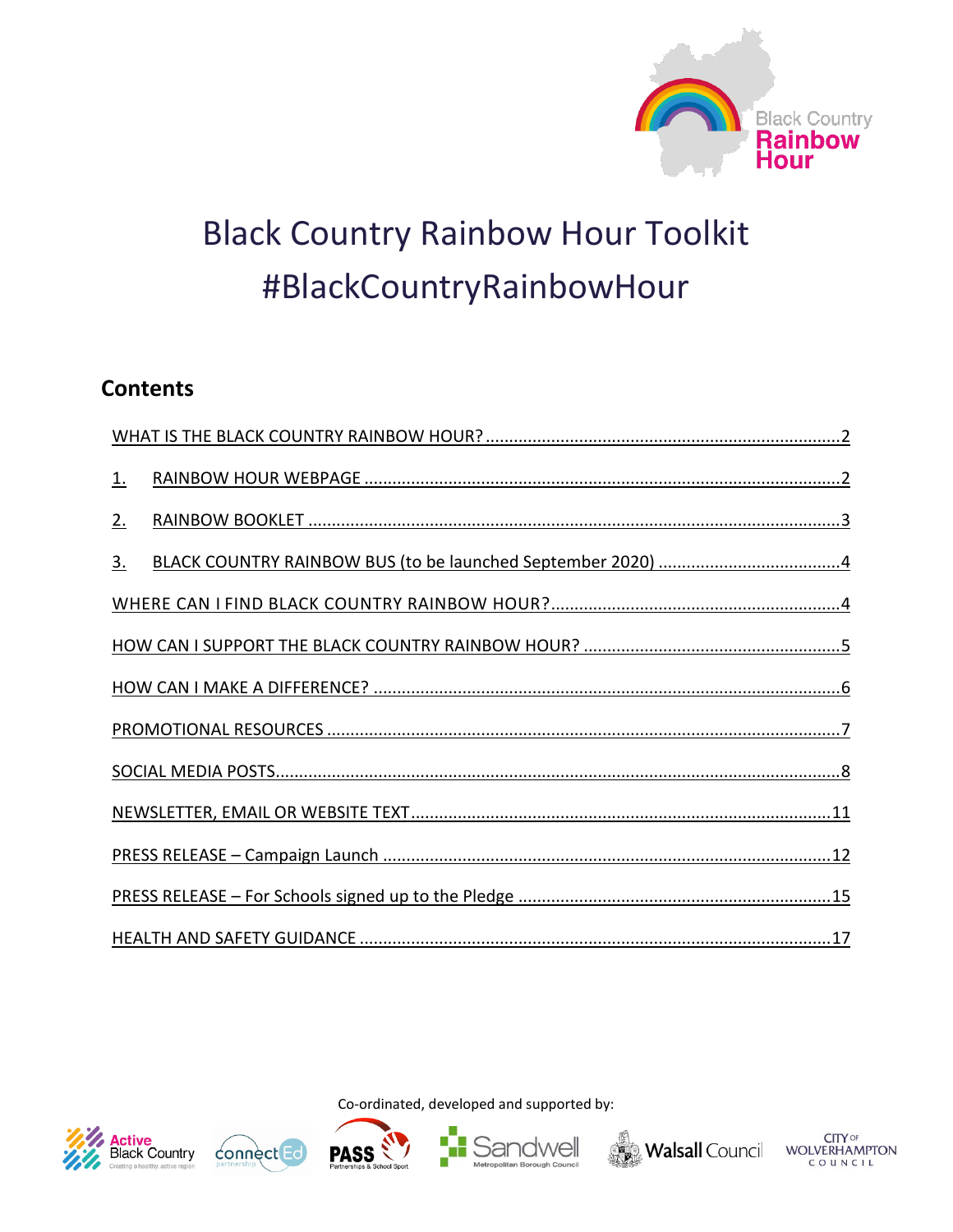Black Country Rainbow Hour

# Black Country Rainbow Hour Toolkit
# #BlackCountryRainbowHour

## Contents

WHAT IS THE BLACK COUNTRY RAINBOW HOUR? ........ 2

1. RAINBOW HOUR WEBPAGE ........ 2
2. RAINBOW BOOKLET ........ 3
3. BLACK COUNTRY RAINBOW BUS (to be launched September 2020) ........ 4

WHERE CAN I FIND BLACK COUNTRY RAINBOW HOUR? ........ 4

HOW CAN I SUPPORT THE BLACK COUNTRY RAINBOW HOUR? ........ 5

HOW CAN I MAKE A DIFFERENCE? ........ 6

PROMOTIONAL RESOURCES ........ 7

SOCIAL MEDIA POSTS ........ 8

NEWSLETTER, EMAIL OR WEBSITE TEXT ........ 11

PRESS RELEASE – Campaign Launch ........ 12

PRESS RELEASE – For Schools signed up to the Pledge ........ 15

HEALTH AND SAFETY GUIDANCE ........ 17

Co-ordinated, developed and supported by:

Active Black Country – Creating a healthy, active region | connectEd partnership | PASS Partnerships & School Sport | Sandwell Metropolitan Borough Council | Walsall Council | City of Wolverhampton Council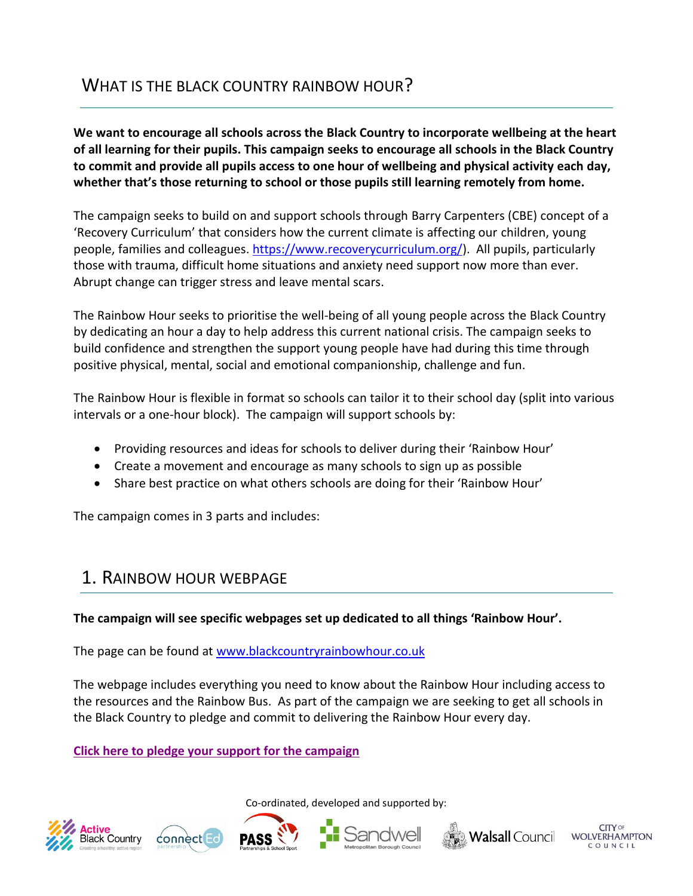## WHAT IS THE BLACK COUNTRY RAINBOW HOUR?

**We want to encourage all schools across the Black Country to incorporate wellbeing at the heart of all learning for their pupils. This campaign seeks to encourage all schools in the Black Country to commit and provide all pupils access to one hour of wellbeing and physical activity each day, whether that's those returning to school or those pupils still learning remotely from home.**

The campaign seeks to build on and support schools through Barry Carpenters (CBE) concept of a 'Recovery Curriculum' that considers how the current climate is affecting our children, young people, families and colleagues. https://www.recoverycurriculum.org/). All pupils, particularly those with trauma, difficult home situations and anxiety need support now more than ever. Abrupt change can trigger stress and leave mental scars.

The Rainbow Hour seeks to prioritise the well-being of all young people across the Black Country by dedicating an hour a day to help address this current national crisis. The campaign seeks to build confidence and strengthen the support young people have had during this time through positive physical, mental, social and emotional companionship, challenge and fun.

The Rainbow Hour is flexible in format so schools can tailor it to their school day (split into various intervals or a one-hour block). The campaign will support schools by:

- Providing resources and ideas for schools to deliver during their 'Rainbow Hour'
- Create a movement and encourage as many schools to sign up as possible
- Share best practice on what others schools are doing for their 'Rainbow Hour'

The campaign comes in 3 parts and includes:

## 1. RAINBOW HOUR WEBPAGE

**The campaign will see specific webpages set up dedicated to all things 'Rainbow Hour'.**

The page can be found at www.blackcountryrainbowhour.co.uk

The webpage includes everything you need to know about the Rainbow Hour including access to the resources and the Rainbow Bus. As part of the campaign we are seeking to get all schools in the Black Country to pledge and commit to delivering the Rainbow Hour every day.

**Click here to pledge your support for the campaign**

Co-ordinated, developed and supported by:

Active Black Country · connectEd partnership · PASS Partnerships & School Sport · Sandwell Metropolitan Borough Council · Walsall Council · City of Wolverhampton Council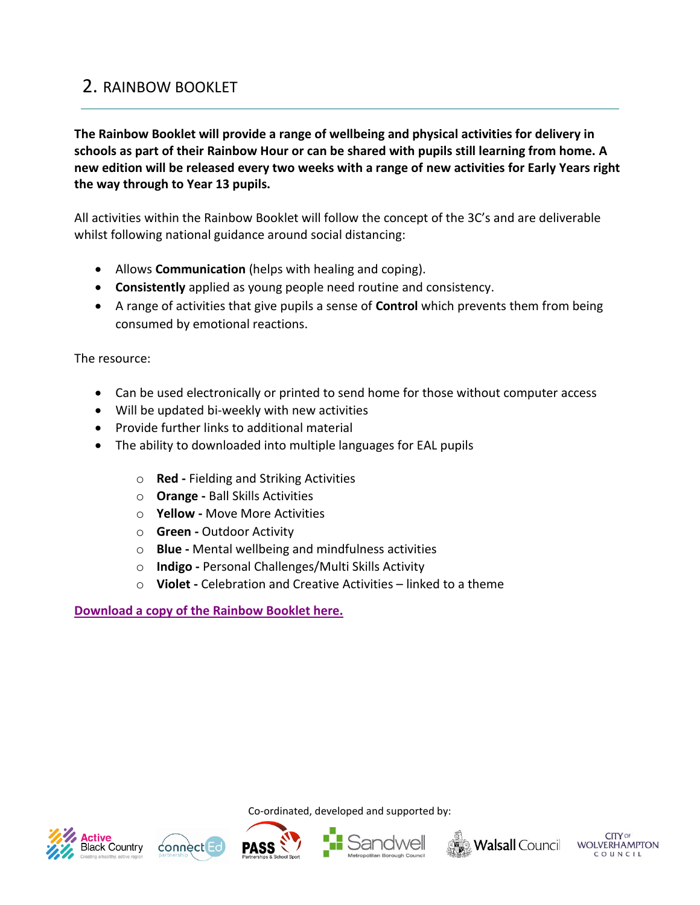## 2. RAINBOW BOOKLET

**The Rainbow Booklet will provide a range of wellbeing and physical activities for delivery in schools as part of their Rainbow Hour or can be shared with pupils still learning from home. A new edition will be released every two weeks with a range of new activities for Early Years right the way through to Year 13 pupils.**

All activities within the Rainbow Booklet will follow the concept of the 3C's and are deliverable whilst following national guidance around social distancing:

- Allows **Communication** (helps with healing and coping).
- **Consistently** applied as young people need routine and consistency.
- A range of activities that give pupils a sense of **Control** which prevents them from being consumed by emotional reactions.

The resource:

- Can be used electronically or printed to send home for those without computer access
- Will be updated bi-weekly with new activities
- Provide further links to additional material
- The ability to downloaded into multiple languages for EAL pupils
    - **Red -** Fielding and Striking Activities
    - **Orange -** Ball Skills Activities
    - **Yellow -** Move More Activities
    - **Green -** Outdoor Activity
    - **Blue -** Mental wellbeing and mindfulness activities
    - **Indigo -** Personal Challenges/Multi Skills Activity
    - **Violet -** Celebration and Creative Activities – linked to a theme

**Download a copy of the Rainbow Booklet here.**

Co-ordinated, developed and supported by:

Active Black Country · connectEd partnership · PASS Partnerships & School Sport · Sandwell Metropolitan Borough Council · Walsall Council · City of Wolverhampton Council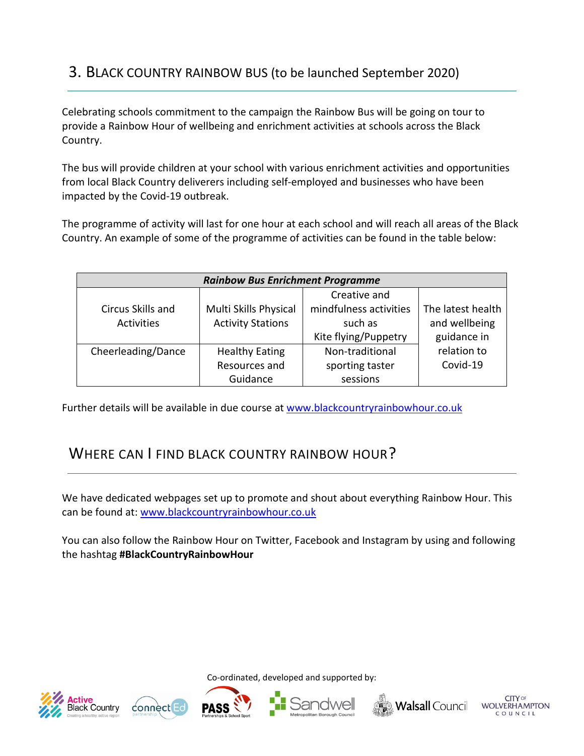## 3. BLACK COUNTRY RAINBOW BUS (to be launched September 2020)

Celebrating schools commitment to the campaign the Rainbow Bus will be going on tour to provide a Rainbow Hour of wellbeing and enrichment activities at schools across the Black Country.

The bus will provide children at your school with various enrichment activities and opportunities from local Black Country deliverers including self-employed and businesses who have been impacted by the Covid-19 outbreak.

The programme of activity will last for one hour at each school and will reach all areas of the Black Country. An example of some of the programme of activities can be found in the table below:

| ***Rainbow Bus Enrichment Programme*** | | | |
|---|---|---|---|
| Circus Skills and Activities | Multi Skills Physical Activity Stations | Creative and mindfulness activities such as Kite flying/Puppetry | The latest health and wellbeing guidance in relation to Covid-19 |
| Cheerleading/Dance | Healthy Eating Resources and Guidance | Non-traditional sporting taster sessions | |

Further details will be available in due course at www.blackcountryrainbowhour.co.uk

## WHERE CAN I FIND BLACK COUNTRY RAINBOW HOUR?

We have dedicated webpages set up to promote and shout about everything Rainbow Hour. This can be found at: www.blackcountryrainbowhour.co.uk

You can also follow the Rainbow Hour on Twitter, Facebook and Instagram by using and following the hashtag **#BlackCountryRainbowHour**

Co-ordinated, developed and supported by:

Active Black Country · connectEd partnership · PASS Partnerships & School Sport · Sandwell Metropolitan Borough Council · Walsall Council · City of Wolverhampton Council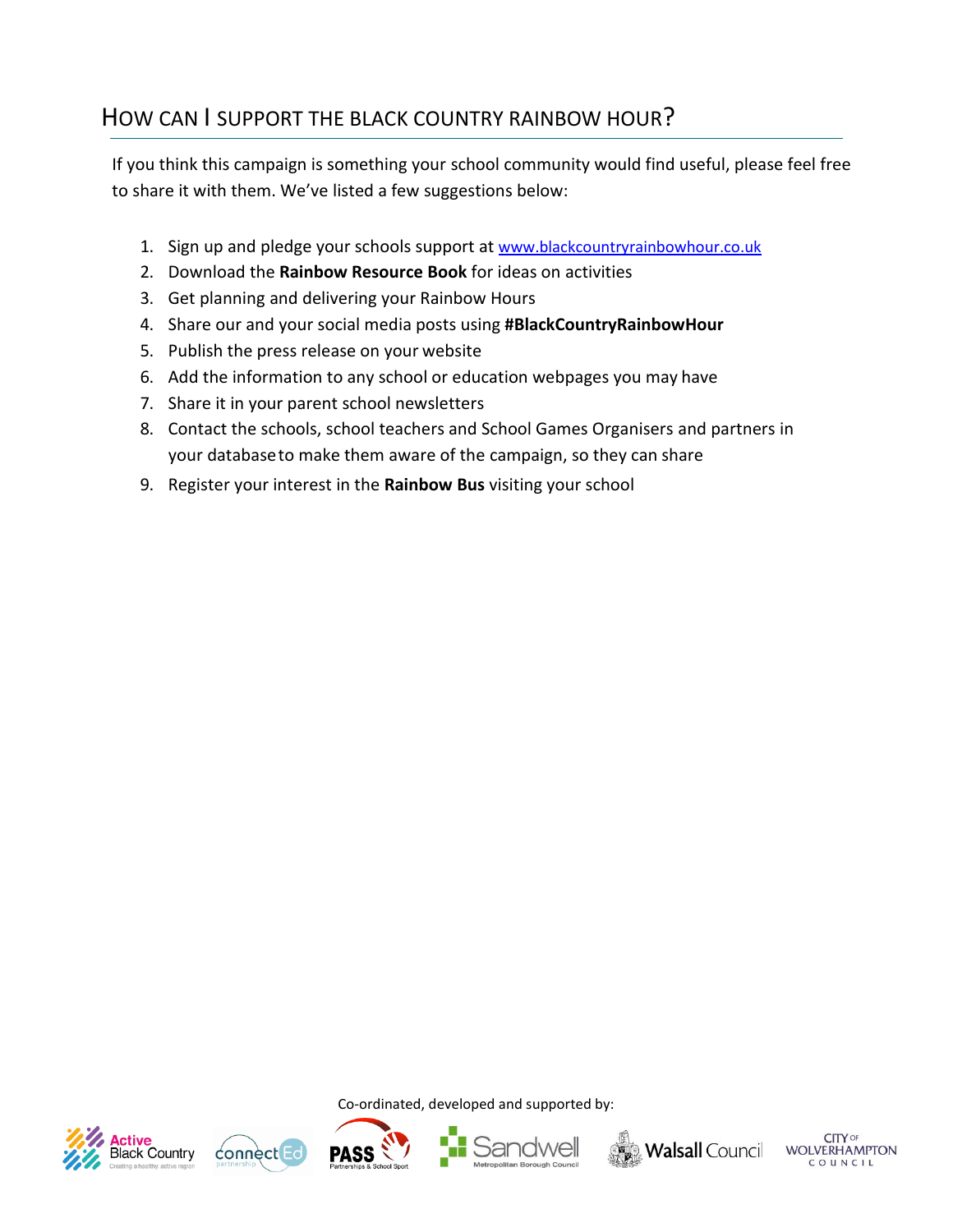## HOW CAN I SUPPORT THE BLACK COUNTRY RAINBOW HOUR?

If you think this campaign is something your school community would find useful, please feel free to share it with them. We've listed a few suggestions below:

1. Sign up and pledge your schools support at www.blackcountryrainbowhour.co.uk
2. Download the **Rainbow Resource Book** for ideas on activities
3. Get planning and delivering your Rainbow Hours
4. Share our and your social media posts using **#BlackCountryRainbowHour**
5. Publish the press release on your website
6. Add the information to any school or education webpages you may have
7. Share it in your parent school newsletters
8. Contact the schools, school teachers and School Games Organisers and partners in your database to make them aware of the campaign, so they can share
9. Register your interest in the **Rainbow Bus** visiting your school

Co-ordinated, developed and supported by:

Active Black Country · connectEd partnership · PASS Partnerships & School Sport · Sandwell Metropolitan Borough Council · Walsall Council · City of Wolverhampton Council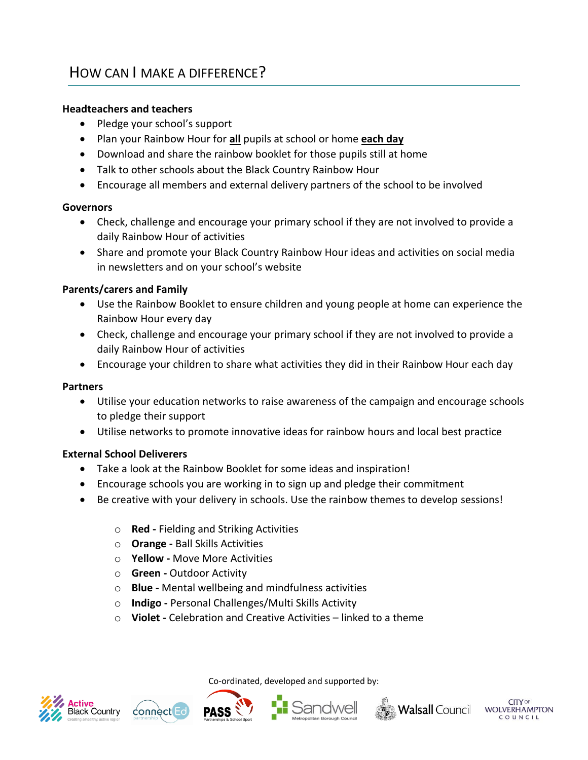## How can I make a difference?

**Headteachers and teachers**

- Pledge your school's support
- Plan your Rainbow Hour for **all** pupils at school or home **each day**
- Download and share the rainbow booklet for those pupils still at home
- Talk to other schools about the Black Country Rainbow Hour
- Encourage all members and external delivery partners of the school to be involved

**Governors**

- Check, challenge and encourage your primary school if they are not involved to provide a daily Rainbow Hour of activities
- Share and promote your Black Country Rainbow Hour ideas and activities on social media in newsletters and on your school's website

**Parents/carers and Family**

- Use the Rainbow Booklet to ensure children and young people at home can experience the Rainbow Hour every day
- Check, challenge and encourage your primary school if they are not involved to provide a daily Rainbow Hour of activities
- Encourage your children to share what activities they did in their Rainbow Hour each day

**Partners**

- Utilise your education networks to raise awareness of the campaign and encourage schools to pledge their support
- Utilise networks to promote innovative ideas for rainbow hours and local best practice

**External School Deliverers**

- Take a look at the Rainbow Booklet for some ideas and inspiration!
- Encourage schools you are working in to sign up and pledge their commitment
- Be creative with your delivery in schools. Use the rainbow themes to develop sessions!
    - **Red -** Fielding and Striking Activities
    - **Orange -** Ball Skills Activities
    - **Yellow -** Move More Activities
    - **Green -** Outdoor Activity
    - **Blue -** Mental wellbeing and mindfulness activities
    - **Indigo -** Personal Challenges/Multi Skills Activity
    - **Violet -** Celebration and Creative Activities – linked to a theme

Co-ordinated, developed and supported by:

Active Black Country · connectEd partnership · PASS Partnerships & School Sport · Sandwell Metropolitan Borough Council · Walsall Council · City of Wolverhampton Council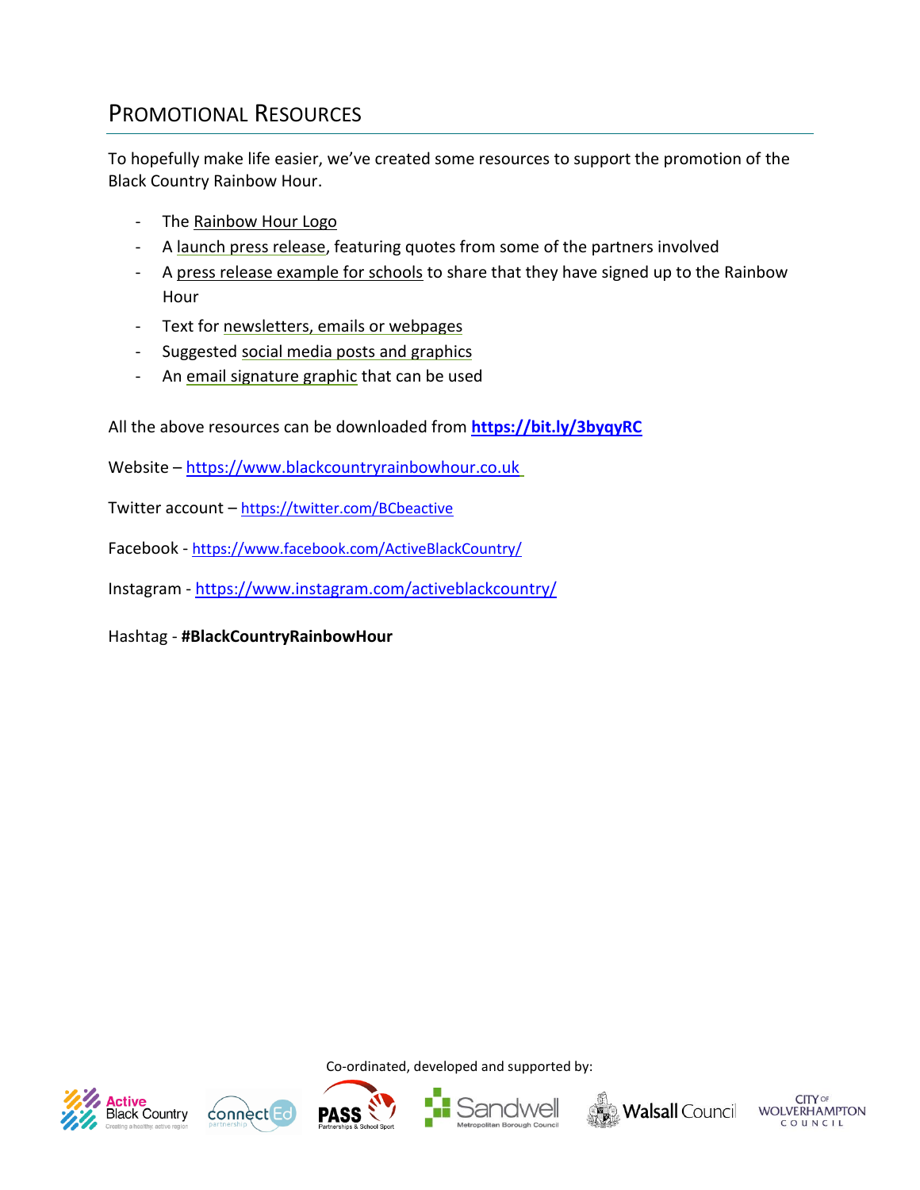## Promotional Resources

To hopefully make life easier, we've created some resources to support the promotion of the Black Country Rainbow Hour.

- The Rainbow Hour Logo
- A launch press release, featuring quotes from some of the partners involved
- A press release example for schools to share that they have signed up to the Rainbow Hour
- Text for newsletters, emails or webpages
- Suggested social media posts and graphics
- An email signature graphic that can be used

All the above resources can be downloaded from **https://bit.ly/3byqyRC**

Website – https://www.blackcountryrainbowhour.co.uk

Twitter account – https://twitter.com/BCbeactive

Facebook - https://www.facebook.com/ActiveBlackCountry/

Instagram - https://www.instagram.com/activeblackcountry/

Hashtag - **#BlackCountryRainbowHour**

Co-ordinated, developed and supported by:

Active Black Country · connectEd partnership · PASS Partnerships & School Sport · Sandwell Metropolitan Borough Council · Walsall Council · City of Wolverhampton Council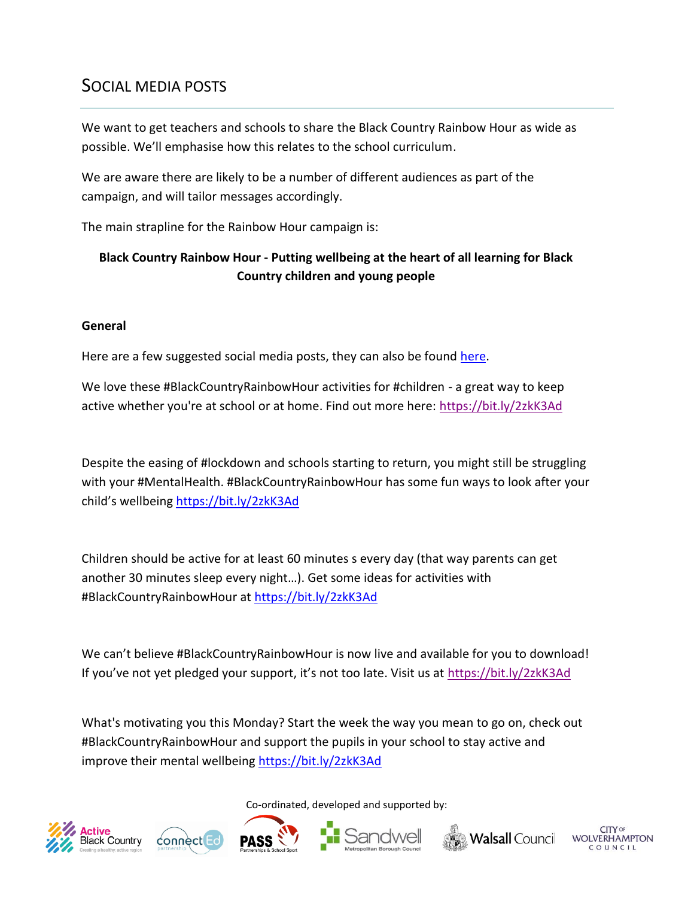## SOCIAL MEDIA POSTS

We want to get teachers and schools to share the Black Country Rainbow Hour as wide as possible. We'll emphasise how this relates to the school curriculum.

We are aware there are likely to be a number of different audiences as part of the campaign, and will tailor messages accordingly.

The main strapline for the Rainbow Hour campaign is:

**Black Country Rainbow Hour - Putting wellbeing at the heart of all learning for Black Country children and young people**

### General

Here are a few suggested social media posts, they can also be found here.

We love these #BlackCountryRainbowHour activities for #children - a great way to keep active whether you're at school or at home. Find out more here: https://bit.ly/2zkK3Ad

Despite the easing of #lockdown and schools starting to return, you might still be struggling with your #MentalHealth. #BlackCountryRainbowHour has some fun ways to look after your child's wellbeing https://bit.ly/2zkK3Ad

Children should be active for at least 60 minutes s every day (that way parents can get another 30 minutes sleep every night…). Get some ideas for activities with #BlackCountryRainbowHour at https://bit.ly/2zkK3Ad

We can't believe #BlackCountryRainbowHour is now live and available for you to download! If you've not yet pledged your support, it's not too late. Visit us at https://bit.ly/2zkK3Ad

What's motivating you this Monday? Start the week the way you mean to go on, check out #BlackCountryRainbowHour and support the pupils in your school to stay active and improve their mental wellbeing https://bit.ly/2zkK3Ad

Co-ordinated, developed and supported by:

Active Black Country · connect Ed partnership · PASS Partnerships & School Sport · Sandwell Metropolitan Borough Council · Walsall Council · City of Wolverhampton Council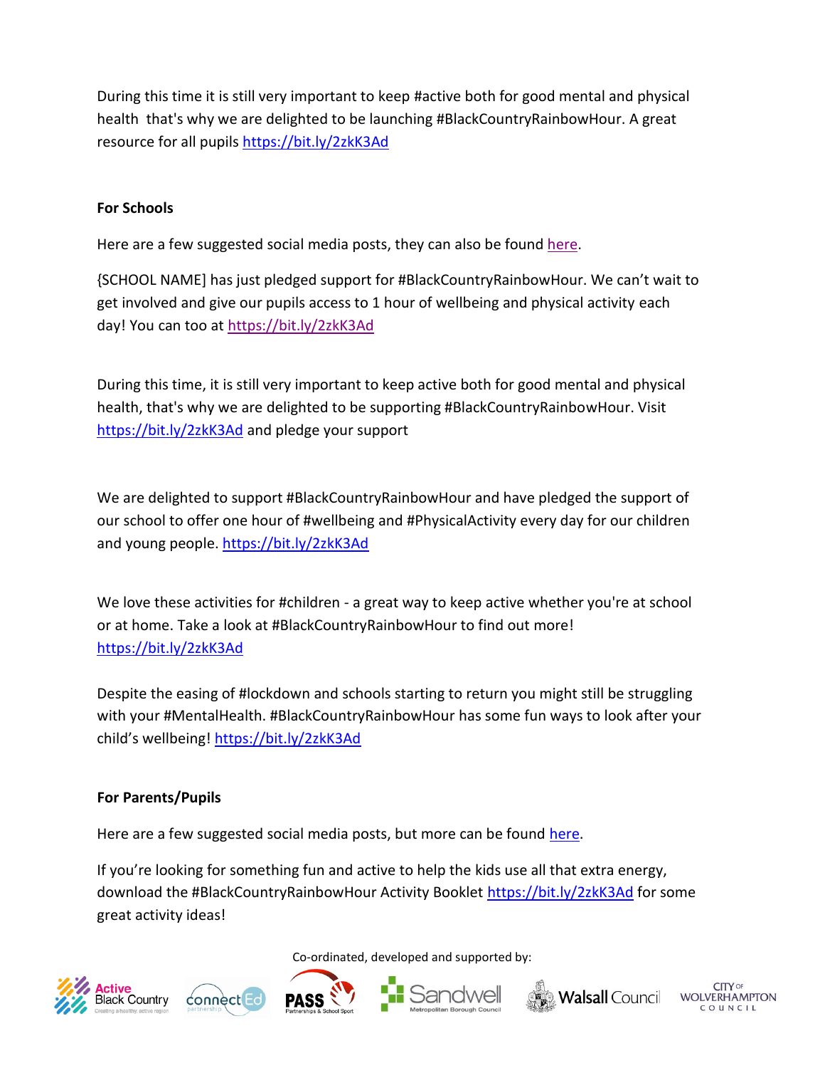During this time it is still very important to keep #active both for good mental and physical health  that's why we are delighted to be launching #BlackCountryRainbowHour. A great resource for all pupils https://bit.ly/2zkK3Ad

**For Schools**

Here are a few suggested social media posts, they can also be found here.

{SCHOOL NAME] has just pledged support for #BlackCountryRainbowHour. We can't wait to get involved and give our pupils access to 1 hour of wellbeing and physical activity each day! You can too at https://bit.ly/2zkK3Ad

During this time, it is still very important to keep active both for good mental and physical health, that's why we are delighted to be supporting #BlackCountryRainbowHour. Visit https://bit.ly/2zkK3Ad and pledge your support

We are delighted to support #BlackCountryRainbowHour and have pledged the support of our school to offer one hour of #wellbeing and #PhysicalActivity every day for our children and young people. https://bit.ly/2zkK3Ad

We love these activities for #children - a great way to keep active whether you're at school or at home. Take a look at #BlackCountryRainbowHour to find out more! https://bit.ly/2zkK3Ad

Despite the easing of #lockdown and schools starting to return you might still be struggling with your #MentalHealth. #BlackCountryRainbowHour has some fun ways to look after your child's wellbeing! https://bit.ly/2zkK3Ad

**For Parents/Pupils**

Here are a few suggested social media posts, but more can be found here.

If you're looking for something fun and active to help the kids use all that extra energy, download the #BlackCountryRainbowHour Activity Booklet https://bit.ly/2zkK3Ad for some great activity ideas!

Co-ordinated, developed and supported by:

Active Black Country | connectEd partnership | PASS Partnerships & School Sport | Sandwell Metropolitan Borough Council | Walsall Council | City of Wolverhampton Council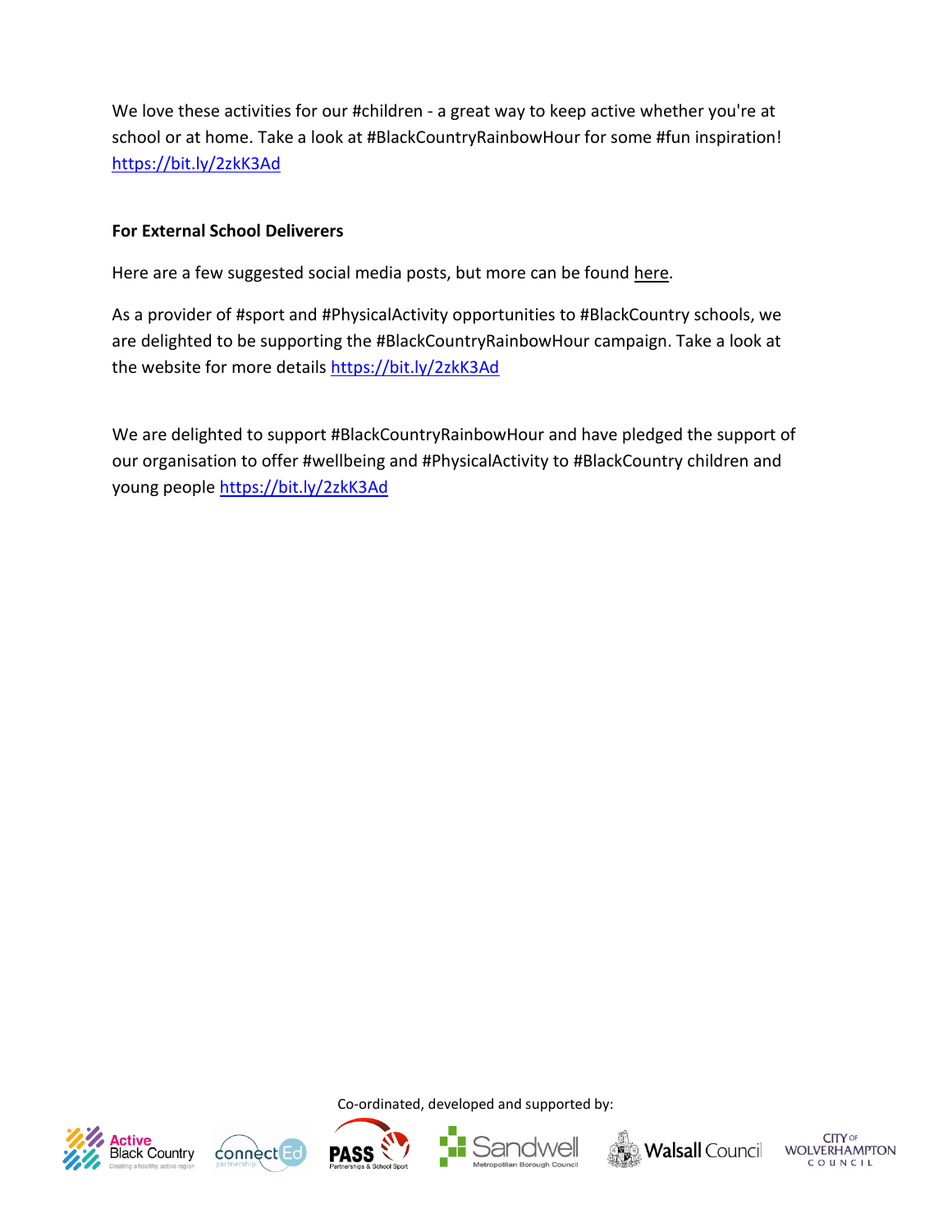We love these activities for our #children - a great way to keep active whether you're at school or at home. Take a look at #BlackCountryRainbowHour for some #fun inspiration! https://bit.ly/2zkK3Ad

**For External School Deliverers**

Here are a few suggested social media posts, but more can be found here.

As a provider of #sport and #PhysicalActivity opportunities to #BlackCountry schools, we are delighted to be supporting the #BlackCountryRainbowHour campaign. Take a look at the website for more details https://bit.ly/2zkK3Ad

We are delighted to support #BlackCountryRainbowHour and have pledged the support of our organisation to offer #wellbeing and #PhysicalActivity to #BlackCountry children and young people https://bit.ly/2zkK3Ad

Co-ordinated, developed and supported by:

Active Black Country — Creating a healthy, active region | connectEd partnership | PASS Partnerships & School Sport | Sandwell Metropolitan Borough Council | Walsall Council | City of Wolverhampton Council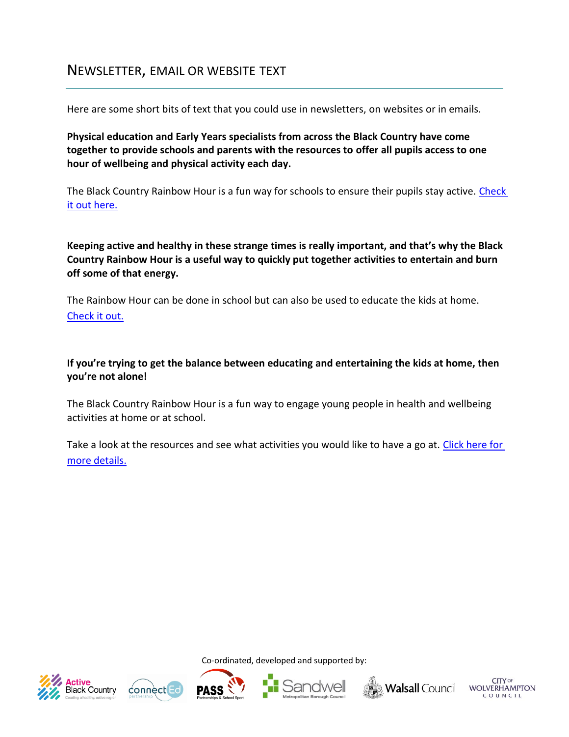## Newsletter, email or website text

Here are some short bits of text that you could use in newsletters, on websites or in emails.

**Physical education and Early Years specialists from across the Black Country have come together to provide schools and parents with the resources to offer all pupils access to one hour of wellbeing and physical activity each day.**

The Black Country Rainbow Hour is a fun way for schools to ensure their pupils stay active. Check it out here.

**Keeping active and healthy in these strange times is really important, and that's why the Black Country Rainbow Hour is a useful way to quickly put together activities to entertain and burn off some of that energy.**

The Rainbow Hour can be done in school but can also be used to educate the kids at home. Check it out.

**If you're trying to get the balance between educating and entertaining the kids at home, then you're not alone!**

The Black Country Rainbow Hour is a fun way to engage young people in health and wellbeing activities at home or at school.

Take a look at the resources and see what activities you would like to have a go at. Click here for more details.

Co-ordinated, developed and supported by:

Active Black Country · connectEd partnership · PASS Partnerships & School Sport · Sandwell Metropolitan Borough Council · Walsall Council · City of Wolverhampton Council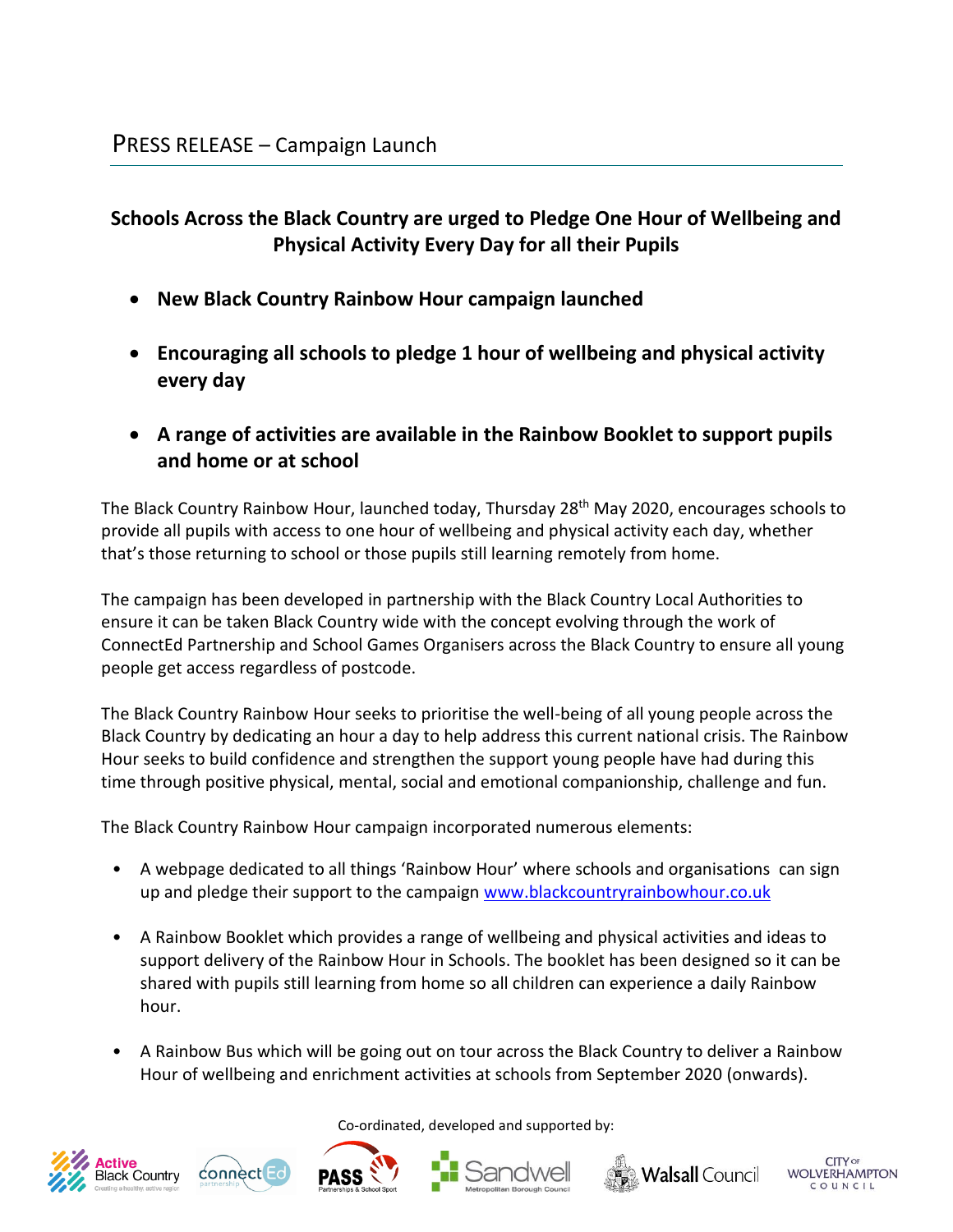PRESS RELEASE – Campaign Launch

## Schools Across the Black Country are urged to Pledge One Hour of Wellbeing and Physical Activity Every Day for all their Pupils

- **New Black Country Rainbow Hour campaign launched**
- **Encouraging all schools to pledge 1 hour of wellbeing and physical activity every day**
- **A range of activities are available in the Rainbow Booklet to support pupils and home or at school**

The Black Country Rainbow Hour, launched today, Thursday 28th May 2020, encourages schools to provide all pupils with access to one hour of wellbeing and physical activity each day, whether that's those returning to school or those pupils still learning remotely from home.

The campaign has been developed in partnership with the Black Country Local Authorities to ensure it can be taken Black Country wide with the concept evolving through the work of ConnectEd Partnership and School Games Organisers across the Black Country to ensure all young people get access regardless of postcode.

The Black Country Rainbow Hour seeks to prioritise the well-being of all young people across the Black Country by dedicating an hour a day to help address this current national crisis. The Rainbow Hour seeks to build confidence and strengthen the support young people have had during this time through positive physical, mental, social and emotional companionship, challenge and fun.

The Black Country Rainbow Hour campaign incorporated numerous elements:

- A webpage dedicated to all things 'Rainbow Hour' where schools and organisations can sign up and pledge their support to the campaign www.blackcountryrainbowhour.co.uk
- A Rainbow Booklet which provides a range of wellbeing and physical activities and ideas to support delivery of the Rainbow Hour in Schools. The booklet has been designed so it can be shared with pupils still learning from home so all children can experience a daily Rainbow hour.
- A Rainbow Bus which will be going out on tour across the Black Country to deliver a Rainbow Hour of wellbeing and enrichment activities at schools from September 2020 (onwards).

Co-ordinated, developed and supported by:

Active Black Country | ConnectEd partnership | PASS Partnerships & School Sport | Sandwell Metropolitan Borough Council | Walsall Council | City of Wolverhampton Council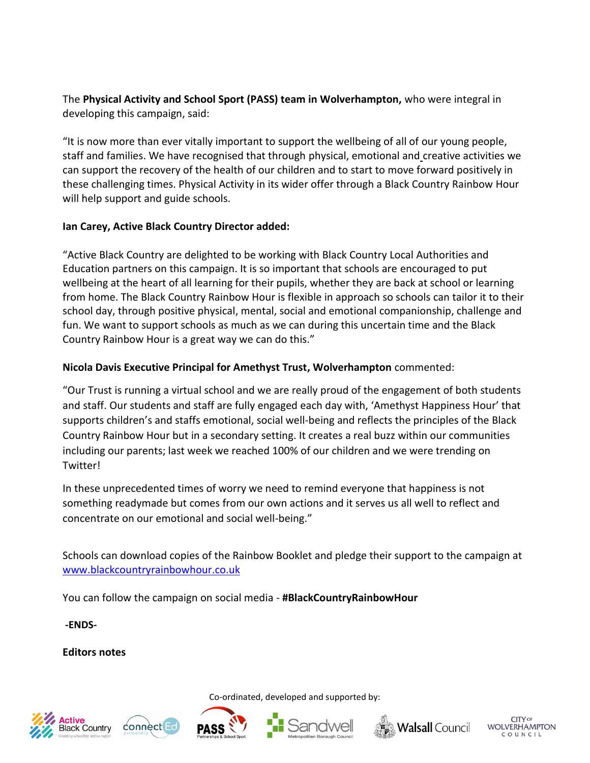The **Physical Activity and School Sport (PASS) team in Wolverhampton,** who were integral in developing this campaign, said:

"It is now more than ever vitally important to support the wellbeing of all of our young people, staff and families. We have recognised that through physical, emotional and creative activities we can support the recovery of the health of our children and to start to move forward positively in these challenging times. Physical Activity in its wider offer through a Black Country Rainbow Hour will help support and guide schools.

**Ian Carey, Active Black Country Director added:**

"Active Black Country are delighted to be working with Black Country Local Authorities and Education partners on this campaign. It is so important that schools are encouraged to put wellbeing at the heart of all learning for their pupils, whether they are back at school or learning from home. The Black Country Rainbow Hour is flexible in approach so schools can tailor it to their school day, through positive physical, mental, social and emotional companionship, challenge and fun. We want to support schools as much as we can during this uncertain time and the Black Country Rainbow Hour is a great way we can do this."

**Nicola Davis Executive Principal for Amethyst Trust, Wolverhampton** commented:

"Our Trust is running a virtual school and we are really proud of the engagement of both students and staff. Our students and staff are fully engaged each day with, 'Amethyst Happiness Hour' that supports children's and staffs emotional, social well-being and reflects the principles of the Black Country Rainbow Hour but in a secondary setting. It creates a real buzz within our communities including our parents; last week we reached 100% of our children and we were trending on Twitter!

In these unprecedented times of worry we need to remind everyone that happiness is not something readymade but comes from our own actions and it serves us all well to reflect and concentrate on our emotional and social well-being."

Schools can download copies of the Rainbow Booklet and pledge their support to the campaign at www.blackcountryrainbowhour.co.uk

You can follow the campaign on social media - **#BlackCountryRainbowHour**

**-ENDS-**

**Editors notes**

Co-ordinated, developed and supported by:

Active Black Country · connectEd partnership · PASS Partnerships & School Sport · Sandwell Metropolitan Borough Council · Walsall Council · City of Wolverhampton Council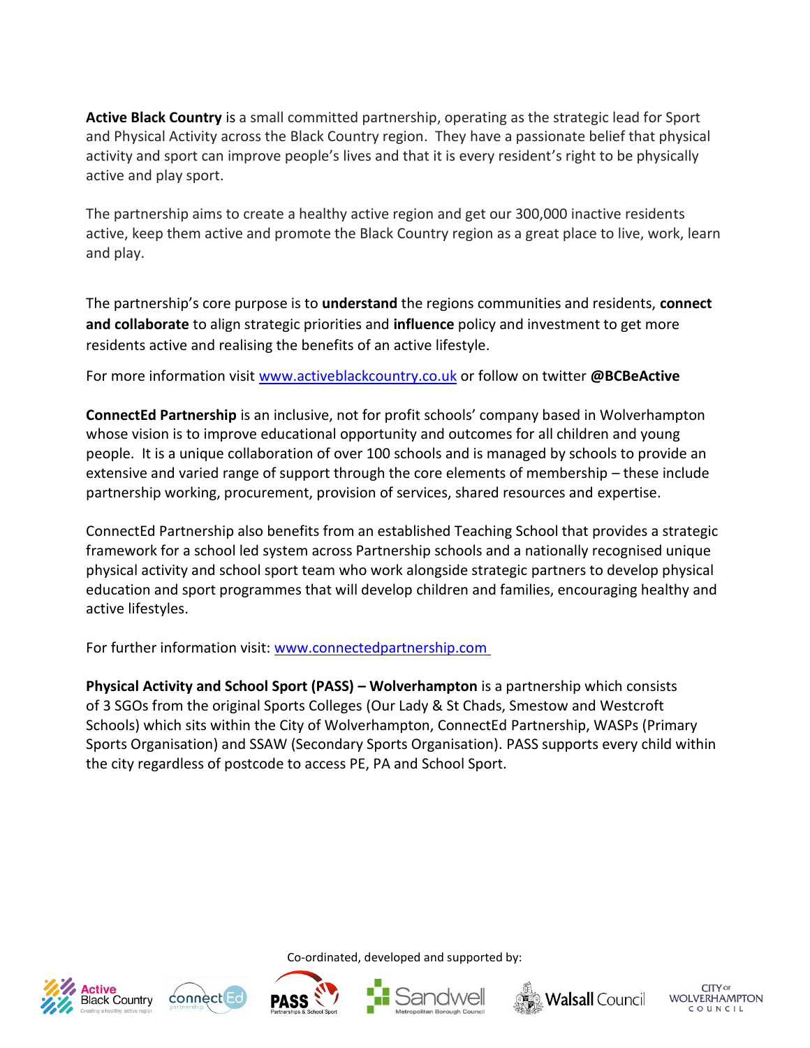**Active Black Country** is a small committed partnership, operating as the strategic lead for Sport and Physical Activity across the Black Country region. They have a passionate belief that physical activity and sport can improve people's lives and that it is every resident's right to be physically active and play sport.

The partnership aims to create a healthy active region and get our 300,000 inactive residents active, keep them active and promote the Black Country region as a great place to live, work, learn and play.

The partnership's core purpose is to **understand** the regions communities and residents, **connect and collaborate** to align strategic priorities and **influence** policy and investment to get more residents active and realising the benefits of an active lifestyle.

For more information visit [www.activeblackcountry.co.uk](http://www.activeblackcountry.co.uk) or follow on twitter **@BCBeActive**

**ConnectEd Partnership** is an inclusive, not for profit schools' company based in Wolverhampton whose vision is to improve educational opportunity and outcomes for all children and young people. It is a unique collaboration of over 100 schools and is managed by schools to provide an extensive and varied range of support through the core elements of membership – these include partnership working, procurement, provision of services, shared resources and expertise.

ConnectEd Partnership also benefits from an established Teaching School that provides a strategic framework for a school led system across Partnership schools and a nationally recognised unique physical activity and school sport team who work alongside strategic partners to develop physical education and sport programmes that will develop children and families, encouraging healthy and active lifestyles.

For further information visit: [www.connectedpartnership.com](http://www.connectedpartnership.com)

**Physical Activity and School Sport (PASS) – Wolverhampton** is a partnership which consists of 3 SGOs from the original Sports Colleges (Our Lady & St Chads, Smestow and Westcroft Schools) which sits within the City of Wolverhampton, ConnectEd Partnership, WASPs (Primary Sports Organisation) and SSAW (Secondary Sports Organisation). PASS supports every child within the city regardless of postcode to access PE, PA and School Sport.

Co-ordinated, developed and supported by:

Active Black Country | ConnectEd partnership | PASS Partnerships & School Sport | Sandwell Metropolitan Borough Council | Walsall Council | City of Wolverhampton Council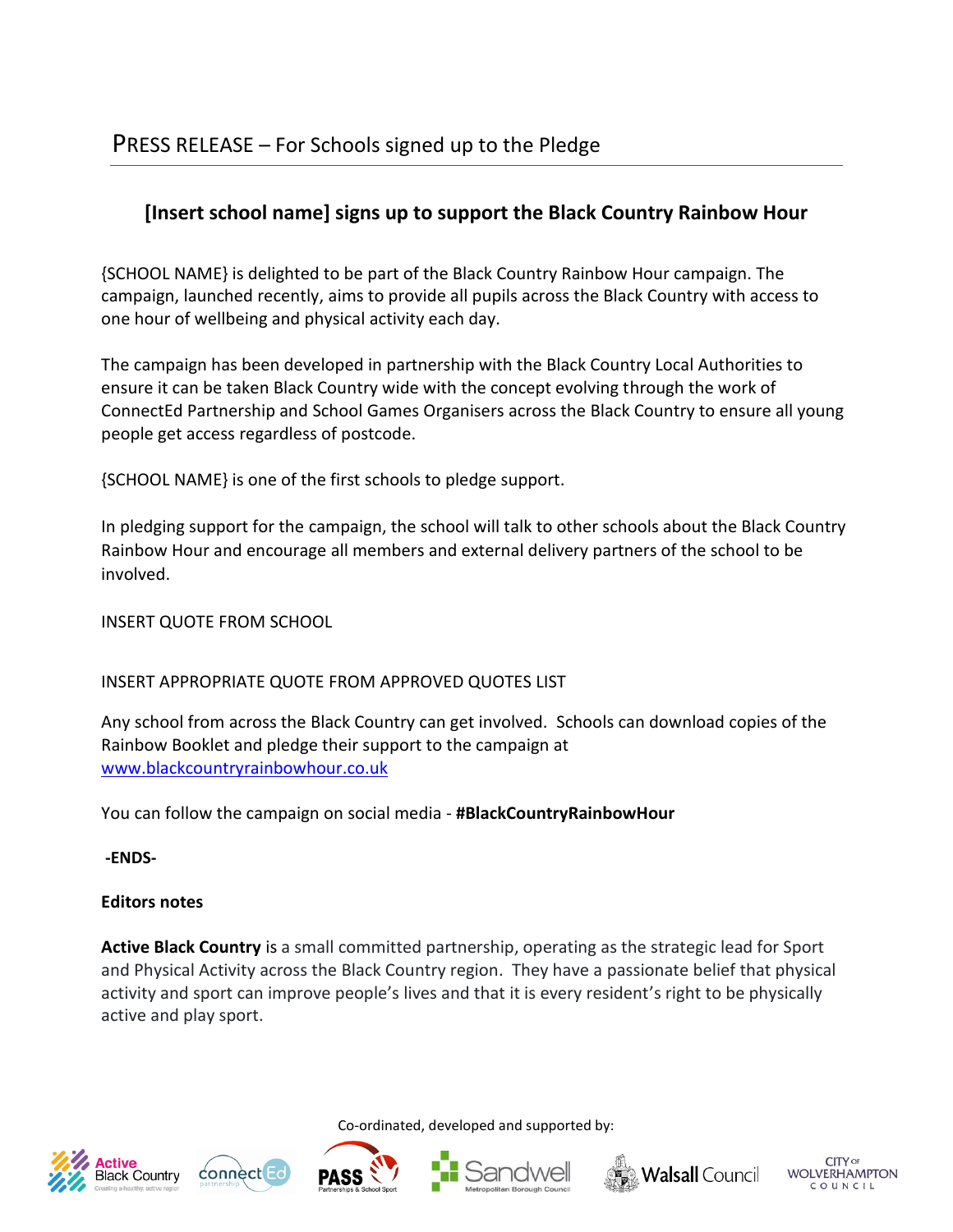PRESS RELEASE – For Schools signed up to the Pledge

## [Insert school name] signs up to support the Black Country Rainbow Hour

{SCHOOL NAME} is delighted to be part of the Black Country Rainbow Hour campaign. The campaign, launched recently, aims to provide all pupils across the Black Country with access to one hour of wellbeing and physical activity each day.

The campaign has been developed in partnership with the Black Country Local Authorities to ensure it can be taken Black Country wide with the concept evolving through the work of ConnectEd Partnership and School Games Organisers across the Black Country to ensure all young people get access regardless of postcode.

{SCHOOL NAME} is one of the first schools to pledge support.

In pledging support for the campaign, the school will talk to other schools about the Black Country Rainbow Hour and encourage all members and external delivery partners of the school to be involved.

INSERT QUOTE FROM SCHOOL

INSERT APPROPRIATE QUOTE FROM APPROVED QUOTES LIST

Any school from across the Black Country can get involved. Schools can download copies of the Rainbow Booklet and pledge their support to the campaign at www.blackcountryrainbowhour.co.uk

You can follow the campaign on social media - **#BlackCountryRainbowHour**

**-ENDS-**

**Editors notes**

**Active Black Country** is a small committed partnership, operating as the strategic lead for Sport and Physical Activity across the Black Country region. They have a passionate belief that physical activity and sport can improve people's lives and that it is every resident's right to be physically active and play sport.

Co-ordinated, developed and supported by:

Active Black Country | connectEd partnership | PASS Partnerships & School Sport | Sandwell Metropolitan Borough Council | Walsall Council | City of Wolverhampton Council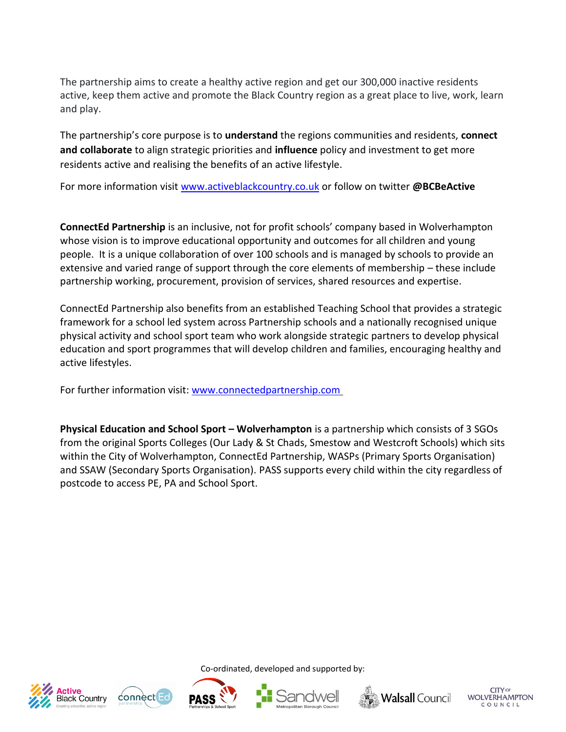The partnership aims to create a healthy active region and get our 300,000 inactive residents active, keep them active and promote the Black Country region as a great place to live, work, learn and play.

The partnership's core purpose is to **understand** the regions communities and residents, **connect and collaborate** to align strategic priorities and **influence** policy and investment to get more residents active and realising the benefits of an active lifestyle.

For more information visit [www.activeblackcountry.co.uk](http://www.activeblackcountry.co.uk) or follow on twitter **@BCBeActive**

**ConnectEd Partnership** is an inclusive, not for profit schools' company based in Wolverhampton whose vision is to improve educational opportunity and outcomes for all children and young people. It is a unique collaboration of over 100 schools and is managed by schools to provide an extensive and varied range of support through the core elements of membership – these include partnership working, procurement, provision of services, shared resources and expertise.

ConnectEd Partnership also benefits from an established Teaching School that provides a strategic framework for a school led system across Partnership schools and a nationally recognised unique physical activity and school sport team who work alongside strategic partners to develop physical education and sport programmes that will develop children and families, encouraging healthy and active lifestyles.

For further information visit: [www.connectedpartnership.com](http://www.connectedpartnership.com)

**Physical Education and School Sport – Wolverhampton** is a partnership which consists of 3 SGOs from the original Sports Colleges (Our Lady & St Chads, Smestow and Westcroft Schools) which sits within the City of Wolverhampton, ConnectEd Partnership, WASPs (Primary Sports Organisation) and SSAW (Secondary Sports Organisation). PASS supports every child within the city regardless of postcode to access PE, PA and School Sport.

Co-ordinated, developed and supported by:

Active Black Country · ConnectEd Partnership · PASS Partnerships & School Sport · Sandwell Metropolitan Borough Council · Walsall Council · City of Wolverhampton Council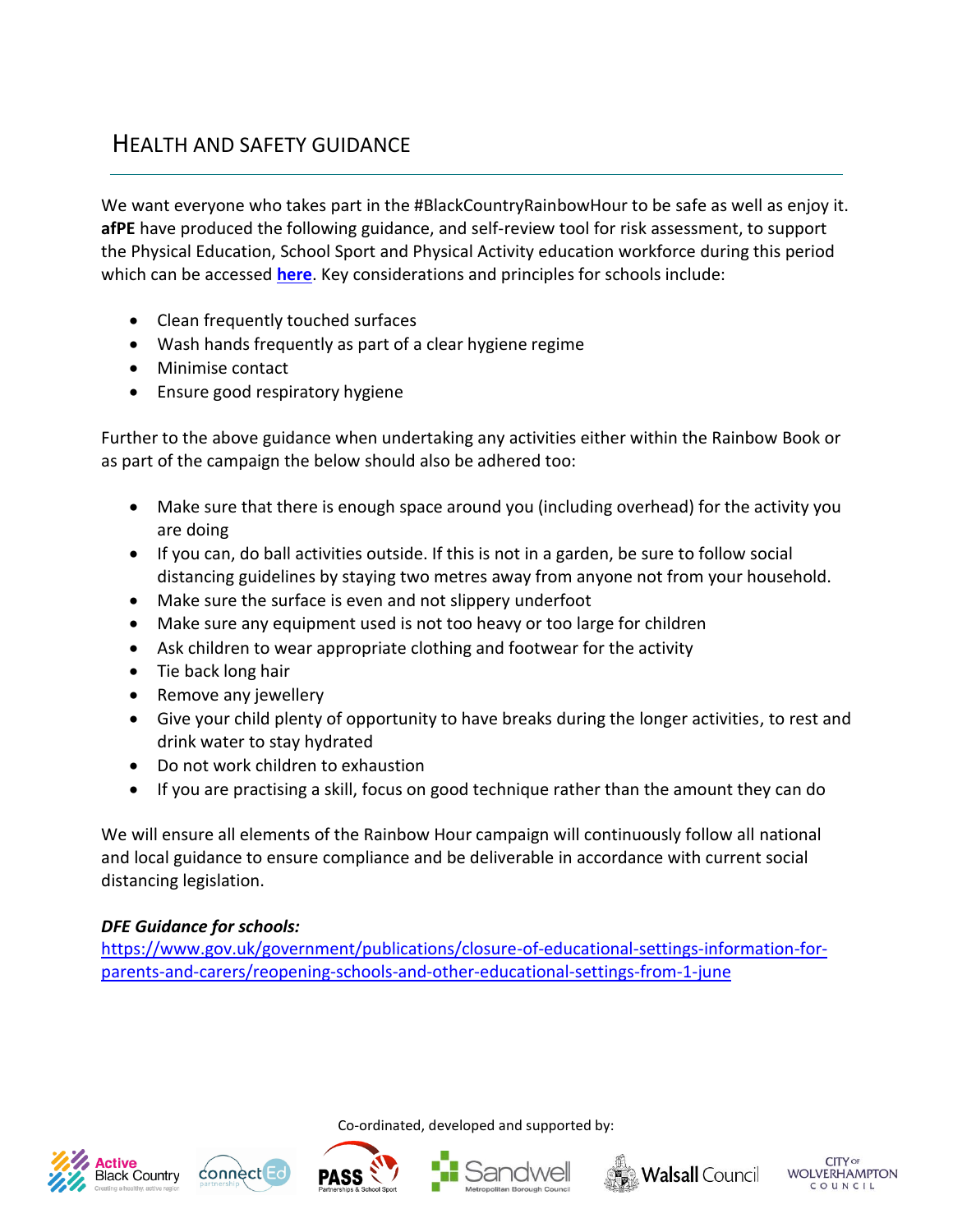## Health and Safety Guidance

We want everyone who takes part in the #BlackCountryRainbowHour to be safe as well as enjoy it. **afPE** have produced the following guidance, and self-review tool for risk assessment, to support the Physical Education, School Sport and Physical Activity education workforce during this period which can be accessed **here**. Key considerations and principles for schools include:

- Clean frequently touched surfaces
- Wash hands frequently as part of a clear hygiene regime
- Minimise contact
- Ensure good respiratory hygiene

Further to the above guidance when undertaking any activities either within the Rainbow Book or as part of the campaign the below should also be adhered too:

- Make sure that there is enough space around you (including overhead) for the activity you are doing
- If you can, do ball activities outside. If this is not in a garden, be sure to follow social distancing guidelines by staying two metres away from anyone not from your household.
- Make sure the surface is even and not slippery underfoot
- Make sure any equipment used is not too heavy or too large for children
- Ask children to wear appropriate clothing and footwear for the activity
- Tie back long hair
- Remove any jewellery
- Give your child plenty of opportunity to have breaks during the longer activities, to rest and drink water to stay hydrated
- Do not work children to exhaustion
- If you are practising a skill, focus on good technique rather than the amount they can do

We will ensure all elements of the Rainbow Hour campaign will continuously follow all national and local guidance to ensure compliance and be deliverable in accordance with current social distancing legislation.

***DFE Guidance for schools:***
https://www.gov.uk/government/publications/closure-of-educational-settings-information-for-parents-and-carers/reopening-schools-and-other-educational-settings-from-1-june

Co-ordinated, developed and supported by:

Active Black Country — connectEd partnership — PASS Partnerships & School Sport — Sandwell Metropolitan Borough Council — Walsall Council — City of Wolverhampton Council